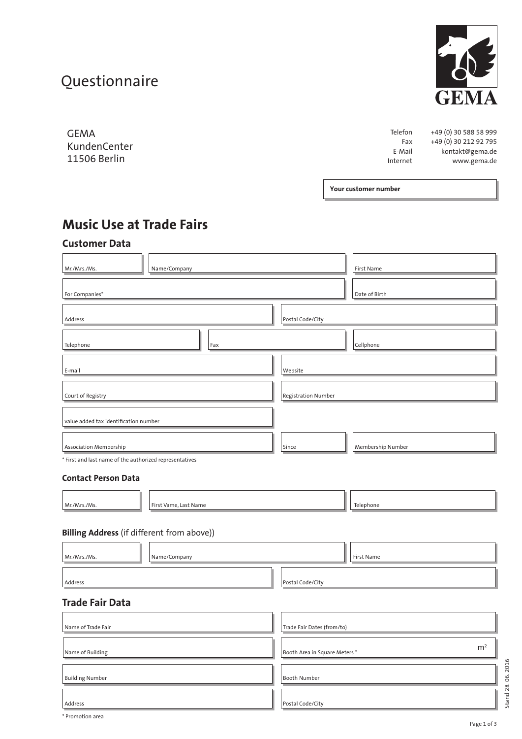# Questionnaire

GEMA
KundenCenter
11506 Berlin

Telefon +49 (0) 30 588 58 999
Fax +49 (0) 30 212 92 795
E-Mail kontakt@gema.de
Internet www.gema.de

**Your customer number**

## Music Use at Trade Fairs

### Customer Data

| Mr./Mrs./Ms. | Name/Company | First Name |
|---|---|---|
| | | |

| For Companies* | Date of Birth |
|---|---|
| | |

| Address | Postal Code/City |
|---|---|
| | |

| Telephone | Fax | Cellphone |
|---|---|---|
| | | |

| E-mail | Website |
|---|---|
| | |

| Court of Registry | Registration Number |
|---|---|
| | |

| value added tax identification number |
|---|
| |

| Association Membership | Since | Membership Number |
|---|---|---|
| | | |

* First and last name of the authorized representatives

### Contact Person Data

| Mr./Mrs./Ms. | First Vame, Last Name | Telephone |
|---|---|---|
| | | |

### Billing Address (if different from above))

| Mr./Mrs./Ms. | Name/Company | First Name |
|---|---|---|
| | | |

| Address | Postal Code/City |
|---|---|
| | |

### Trade Fair Data

| Name of Trade Fair | Trade Fair Dates (from/to) |
|---|---|
| | |

| Name of Building | Booth Area in Square Meters * |
|---|---|
| | $m^2$ |

| Building Number | Booth Number |
|---|---|
| | |

| Address | Postal Code/City |
|---|---|
| | |

* Promotion area

Stand 28. 06. 2016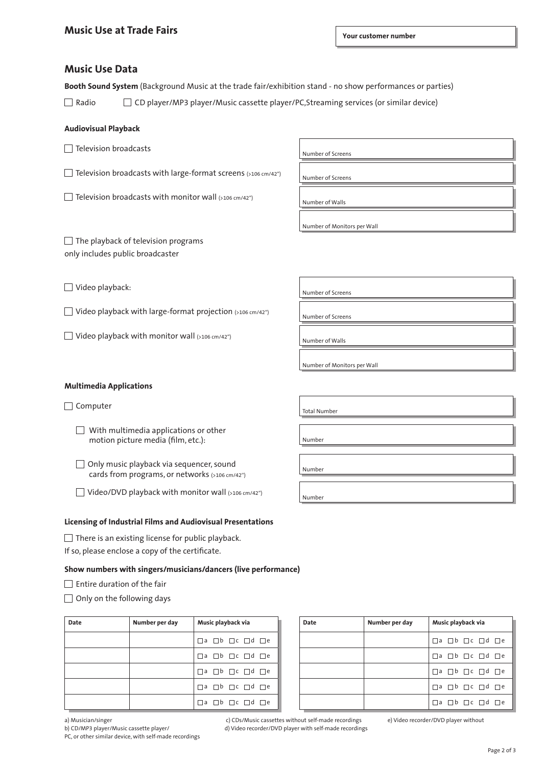## Music Use at Trade Fairs

**Your customer number**

## Music Use Data

**Booth Sound System** (Background Music at the trade fair/exhibition stand - no show performances or parties)

☐ Radio ☐ CD player/MP3 player/Music cassette player/PC,Streaming services (or similar device)

### Audiovisual Playback

☐ Television broadcasts — Number of Screens

☐ Television broadcasts with large-format screens (>106 cm/42") — Number of Screens

☐ Television broadcasts with monitor wall (>106 cm/42") — Number of Walls; Number of Monitors per Wall

☐ The playback of television programs only includes public broadcaster

☐ Video playback: — Number of Screens

☐ Video playback with large-format projection (>106 cm/42") — Number of Screens

☐ Video playback with monitor wall (>106 cm/42") — Number of Walls; Number of Monitors per Wall

### Multimedia Applications

☐ Computer — Total Number

- ☐ With multimedia applications or other motion picture media (film, etc.): — Number
- ☐ Only music playback via sequencer, sound cards from programs, or networks (>106 cm/42") — Number
- ☐ Video/DVD playback with monitor wall (>106 cm/42") — Number

### Licensing of Industrial Films and Audiovisual Presentations

☐ There is an existing license for public playback.

If so, please enclose a copy of the certificate.

### Show numbers with singers/musicians/dancers (live performance)

☐ Entire duration of the fair

☐ Only on the following days

| Date | Number per day | Music playback via | Date | Number per day | Music playback via |
|---|---|---|---|---|---|
| | | ☐a ☐b ☐c ☐d ☐e | | | ☐a ☐b ☐c ☐d ☐e |
| | | ☐a ☐b ☐c ☐d ☐e | | | ☐a ☐b ☐c ☐d ☐e |
| | | ☐a ☐b ☐c ☐d ☐e | | | ☐a ☐b ☐c ☐d ☐e |
| | | ☐a ☐b ☐c ☐d ☐e | | | ☐a ☐b ☐c ☐d ☐e |
| | | ☐a ☐b ☐c ☐d ☐e | | | ☐a ☐b ☐c ☐d ☐e |

a) Musician/singer
b) CD/MP3 player/Music cassette player/ PC, or other similar device, with self-made recordings
c) CDs/Music cassettes without self-made recordings
d) Video recorder/DVD player with self-made recordings
e) Video recorder/DVD player without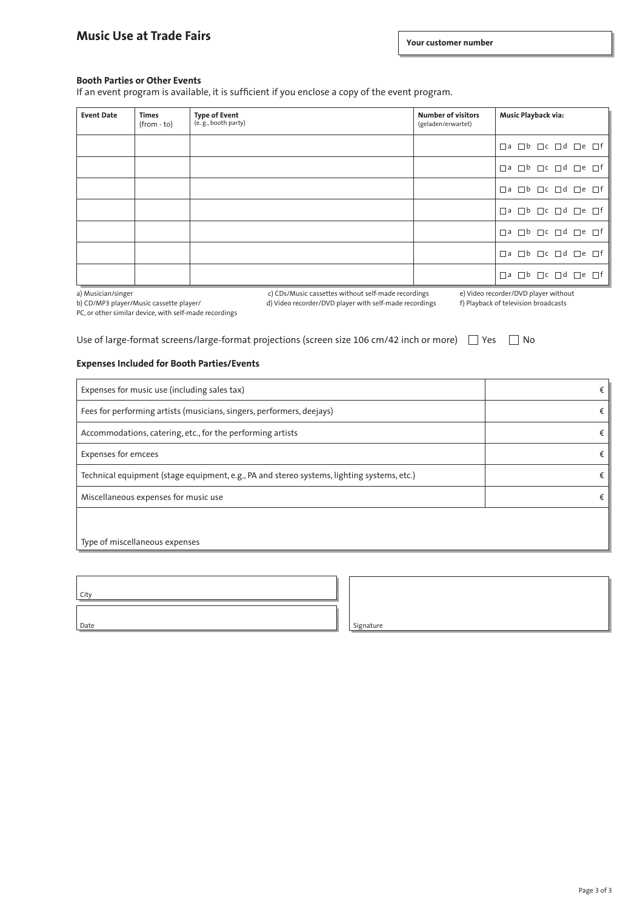# Music Use at Trade Fairs

**Your customer number**

### Booth Parties or Other Events

If an event program is available, it is sufficient if you enclose a copy of the event program.

| Event Date | Times (from - to) | Type of Event (e. g., booth party) | Number of visitors (geladen/erwartet) | Music Playback via: |
|---|---|---|---|---|
| | | | | ☐a ☐b ☐c ☐d ☐e ☐f |
| | | | | ☐a ☐b ☐c ☐d ☐e ☐f |
| | | | | ☐a ☐b ☐c ☐d ☐e ☐f |
| | | | | ☐a ☐b ☐c ☐d ☐e ☐f |
| | | | | ☐a ☐b ☐c ☐d ☐e ☐f |
| | | | | ☐a ☐b ☐c ☐d ☐e ☐f |
| | | | | ☐a ☐b ☐c ☐d ☐e ☐f |

a) Musician/singer
b) CD/MP3 player/Music cassette player/ PC, or other similar device, with self-made recordings
c) CDs/Music cassettes without self-made recordings
d) Video recorder/DVD player with self-made recordings
e) Video recorder/DVD player without
f) Playback of television broadcasts

Use of large-format screens/large-format projections (screen size 106 cm/42 inch or more) ☐ Yes ☐ No

### Expenses Included for Booth Parties/Events

| | |
|---|---|
| Expenses for music use (including sales tax) | € |
| Fees for performing artists (musicians, singers, performers, deejays) | € |
| Accommodations, catering, etc., for the performing artists | € |
| Expenses for emcees | € |
| Technical equipment (stage equipment, e.g., PA and stereo systems, lighting systems, etc.) | € |
| Miscellaneous expenses for music use | € |
| Type of miscellaneous expenses | |

City

Date

Signature